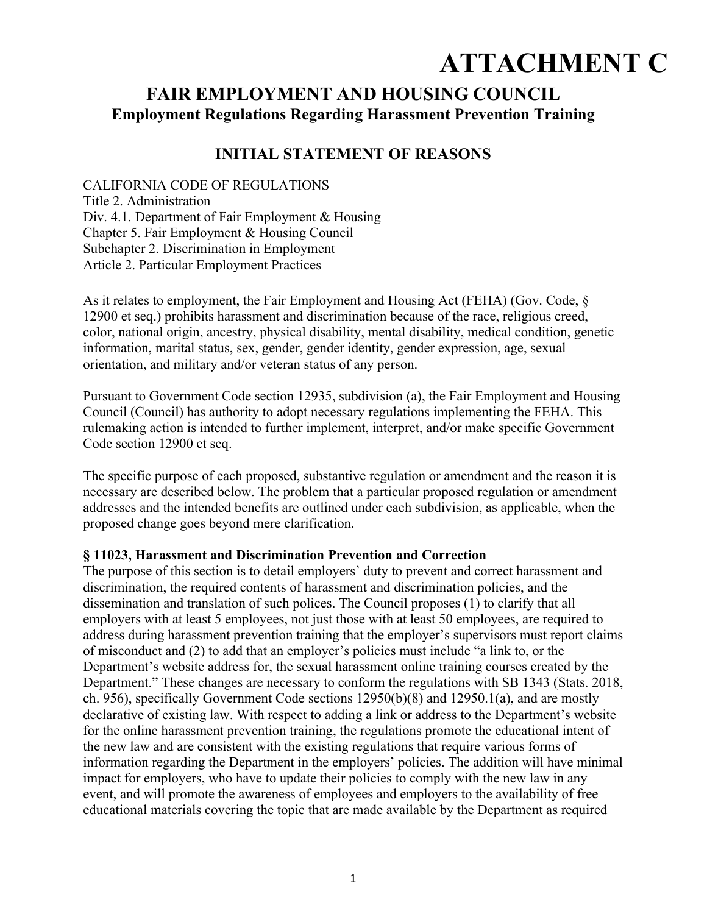# ATTACHMENT C

## FAIR EMPLOYMENT AND HOUSING COUNCIL

### Employment Regulations Regarding Harassment Prevention Training

## INITIAL STATEMENT OF REASONS

CALIFORNIA CODE OF REGULATIONS
Title 2. Administration
Div. 4.1. Department of Fair Employment & Housing
Chapter 5. Fair Employment & Housing Council
Subchapter 2. Discrimination in Employment
Article 2. Particular Employment Practices

As it relates to employment, the Fair Employment and Housing Act (FEHA) (Gov. Code, § 12900 et seq.) prohibits harassment and discrimination because of the race, religious creed, color, national origin, ancestry, physical disability, mental disability, medical condition, genetic information, marital status, sex, gender, gender identity, gender expression, age, sexual orientation, and military and/or veteran status of any person.

Pursuant to Government Code section 12935, subdivision (a), the Fair Employment and Housing Council (Council) has authority to adopt necessary regulations implementing the FEHA. This rulemaking action is intended to further implement, interpret, and/or make specific Government Code section 12900 et seq.

The specific purpose of each proposed, substantive regulation or amendment and the reason it is necessary are described below. The problem that a particular proposed regulation or amendment addresses and the intended benefits are outlined under each subdivision, as applicable, when the proposed change goes beyond mere clarification.

**§ 11023, Harassment and Discrimination Prevention and Correction**
The purpose of this section is to detail employers' duty to prevent and correct harassment and discrimination, the required contents of harassment and discrimination policies, and the dissemination and translation of such polices. The Council proposes (1) to clarify that all employers with at least 5 employees, not just those with at least 50 employees, are required to address during harassment prevention training that the employer's supervisors must report claims of misconduct and (2) to add that an employer's policies must include "a link to, or the Department's website address for, the sexual harassment online training courses created by the Department." These changes are necessary to conform the regulations with SB 1343 (Stats. 2018, ch. 956), specifically Government Code sections 12950(b)(8) and 12950.1(a), and are mostly declarative of existing law. With respect to adding a link or address to the Department's website for the online harassment prevention training, the regulations promote the educational intent of the new law and are consistent with the existing regulations that require various forms of information regarding the Department in the employers' policies. The addition will have minimal impact for employers, who have to update their policies to comply with the new law in any event, and will promote the awareness of employees and employers to the availability of free educational materials covering the topic that are made available by the Department as required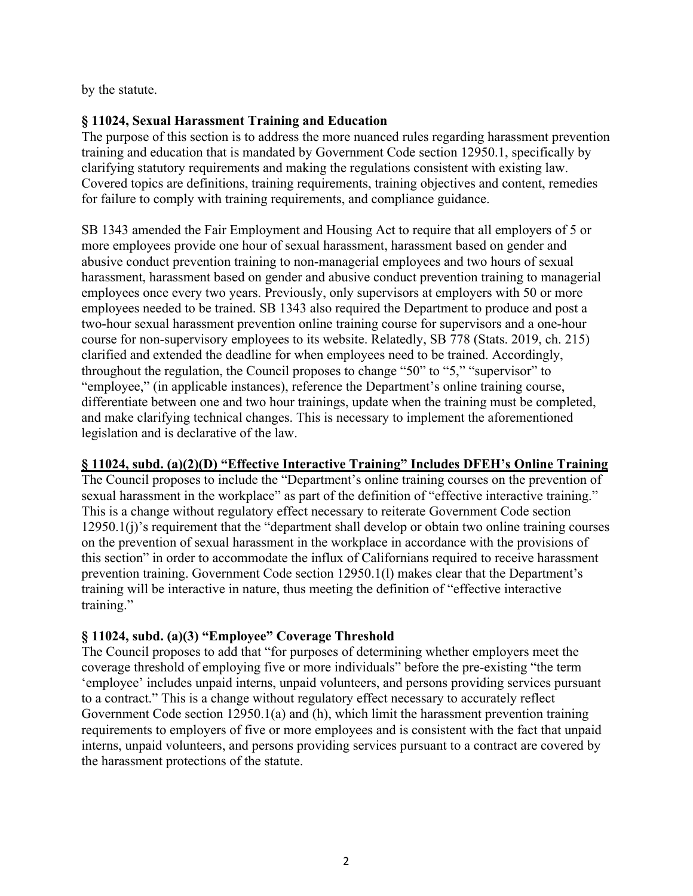by the statute.

**§ 11024, Sexual Harassment Training and Education**

The purpose of this section is to address the more nuanced rules regarding harassment prevention training and education that is mandated by Government Code section 12950.1, specifically by clarifying statutory requirements and making the regulations consistent with existing law. Covered topics are definitions, training requirements, training objectives and content, remedies for failure to comply with training requirements, and compliance guidance.

SB 1343 amended the Fair Employment and Housing Act to require that all employers of 5 or more employees provide one hour of sexual harassment, harassment based on gender and abusive conduct prevention training to non-managerial employees and two hours of sexual harassment, harassment based on gender and abusive conduct prevention training to managerial employees once every two years. Previously, only supervisors at employers with 50 or more employees needed to be trained. SB 1343 also required the Department to produce and post a two-hour sexual harassment prevention online training course for supervisors and a one-hour course for non-supervisory employees to its website. Relatedly, SB 778 (Stats. 2019, ch. 215) clarified and extended the deadline for when employees need to be trained. Accordingly, throughout the regulation, the Council proposes to change "50" to "5," "supervisor" to "employee," (in applicable instances), reference the Department's online training course, differentiate between one and two hour trainings, update when the training must be completed, and make clarifying technical changes. This is necessary to implement the aforementioned legislation and is declarative of the law.

**§ 11024, subd. (a)(2)(D) "Effective Interactive Training" Includes DFEH's Online Training**

The Council proposes to include the "Department's online training courses on the prevention of sexual harassment in the workplace" as part of the definition of "effective interactive training." This is a change without regulatory effect necessary to reiterate Government Code section 12950.1(j)'s requirement that the "department shall develop or obtain two online training courses on the prevention of sexual harassment in the workplace in accordance with the provisions of this section" in order to accommodate the influx of Californians required to receive harassment prevention training. Government Code section 12950.1(l) makes clear that the Department's training will be interactive in nature, thus meeting the definition of "effective interactive training."

**§ 11024, subd. (a)(3) "Employee" Coverage Threshold**

The Council proposes to add that "for purposes of determining whether employers meet the coverage threshold of employing five or more individuals" before the pre-existing "the term 'employee' includes unpaid interns, unpaid volunteers, and persons providing services pursuant to a contract." This is a change without regulatory effect necessary to accurately reflect Government Code section 12950.1(a) and (h), which limit the harassment prevention training requirements to employers of five or more employees and is consistent with the fact that unpaid interns, unpaid volunteers, and persons providing services pursuant to a contract are covered by the harassment protections of the statute.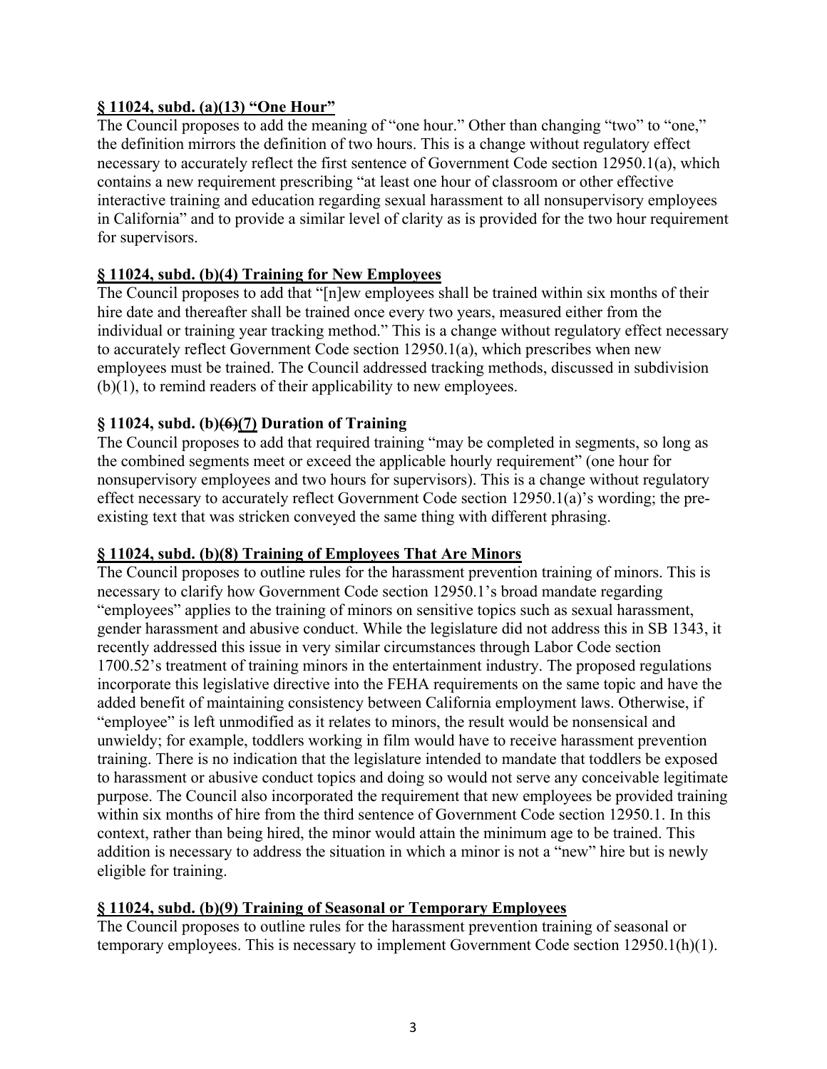**§ 11024, subd. (a)(13) "One Hour"**

The Council proposes to add the meaning of "one hour." Other than changing "two" to "one," the definition mirrors the definition of two hours. This is a change without regulatory effect necessary to accurately reflect the first sentence of Government Code section 12950.1(a), which contains a new requirement prescribing "at least one hour of classroom or other effective interactive training and education regarding sexual harassment to all nonsupervisory employees in California" and to provide a similar level of clarity as is provided for the two hour requirement for supervisors.

**§ 11024, subd. (b)(4) Training for New Employees**

The Council proposes to add that "[n]ew employees shall be trained within six months of their hire date and thereafter shall be trained once every two years, measured either from the individual or training year tracking method." This is a change without regulatory effect necessary to accurately reflect Government Code section 12950.1(a), which prescribes when new employees must be trained. The Council addressed tracking methods, discussed in subdivision (b)(1), to remind readers of their applicability to new employees.

**§ 11024, subd. (b)~~(6)~~(7) Duration of Training**

The Council proposes to add that required training "may be completed in segments, so long as the combined segments meet or exceed the applicable hourly requirement" (one hour for nonsupervisory employees and two hours for supervisors). This is a change without regulatory effect necessary to accurately reflect Government Code section 12950.1(a)'s wording; the pre-existing text that was stricken conveyed the same thing with different phrasing.

**§ 11024, subd. (b)(8) Training of Employees That Are Minors**

The Council proposes to outline rules for the harassment prevention training of minors. This is necessary to clarify how Government Code section 12950.1's broad mandate regarding "employees" applies to the training of minors on sensitive topics such as sexual harassment, gender harassment and abusive conduct. While the legislature did not address this in SB 1343, it recently addressed this issue in very similar circumstances through Labor Code section 1700.52's treatment of training minors in the entertainment industry. The proposed regulations incorporate this legislative directive into the FEHA requirements on the same topic and have the added benefit of maintaining consistency between California employment laws. Otherwise, if "employee" is left unmodified as it relates to minors, the result would be nonsensical and unwieldy; for example, toddlers working in film would have to receive harassment prevention training. There is no indication that the legislature intended to mandate that toddlers be exposed to harassment or abusive conduct topics and doing so would not serve any conceivable legitimate purpose. The Council also incorporated the requirement that new employees be provided training within six months of hire from the third sentence of Government Code section 12950.1. In this context, rather than being hired, the minor would attain the minimum age to be trained. This addition is necessary to address the situation in which a minor is not a "new" hire but is newly eligible for training.

**§ 11024, subd. (b)(9) Training of Seasonal or Temporary Employees**

The Council proposes to outline rules for the harassment prevention training of seasonal or temporary employees. This is necessary to implement Government Code section 12950.1(h)(1).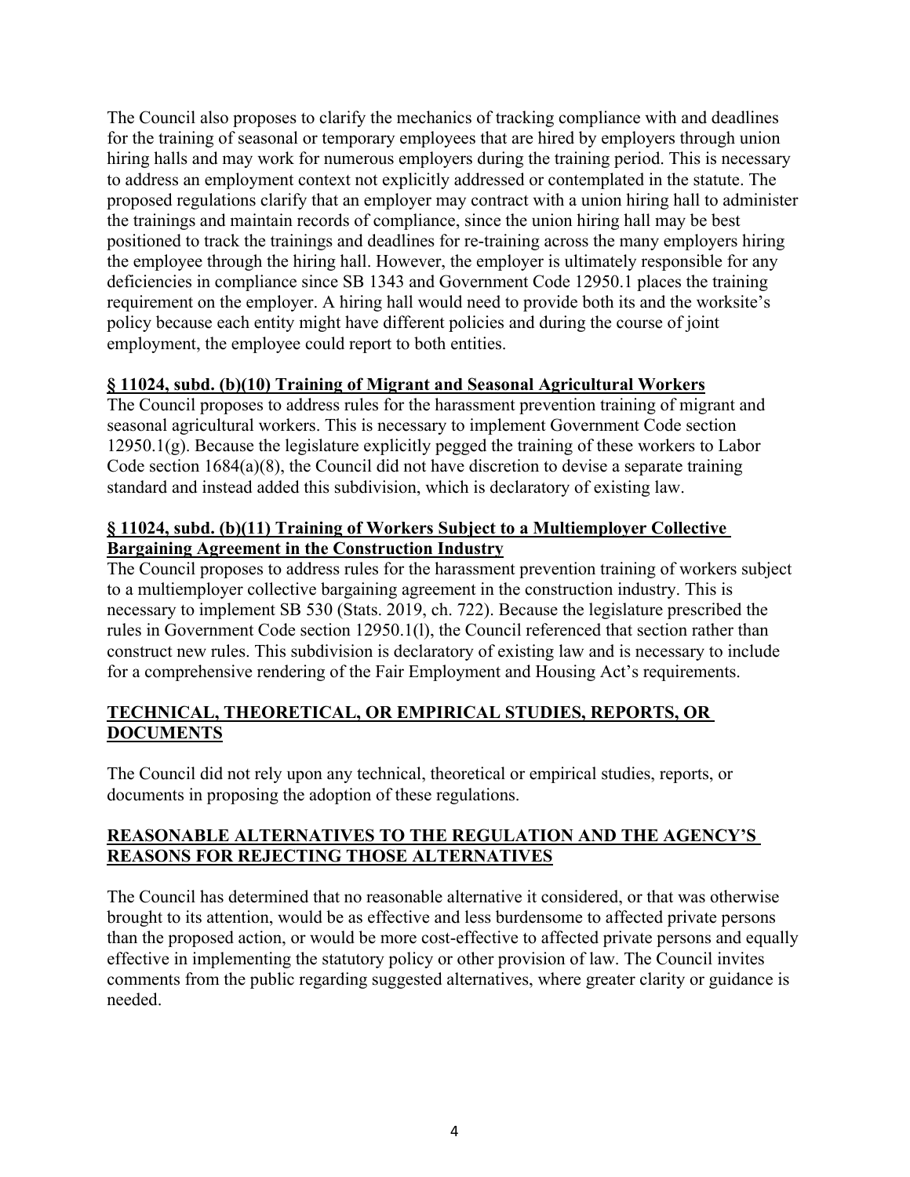The Council also proposes to clarify the mechanics of tracking compliance with and deadlines for the training of seasonal or temporary employees that are hired by employers through union hiring halls and may work for numerous employers during the training period. This is necessary to address an employment context not explicitly addressed or contemplated in the statute. The proposed regulations clarify that an employer may contract with a union hiring hall to administer the trainings and maintain records of compliance, since the union hiring hall may be best positioned to track the trainings and deadlines for re-training across the many employers hiring the employee through the hiring hall. However, the employer is ultimately responsible for any deficiencies in compliance since SB 1343 and Government Code 12950.1 places the training requirement on the employer. A hiring hall would need to provide both its and the worksite's policy because each entity might have different policies and during the course of joint employment, the employee could report to both entities.

**§ 11024, subd. (b)(10) Training of Migrant and Seasonal Agricultural Workers**

The Council proposes to address rules for the harassment prevention training of migrant and seasonal agricultural workers. This is necessary to implement Government Code section 12950.1(g). Because the legislature explicitly pegged the training of these workers to Labor Code section 1684(a)(8), the Council did not have discretion to devise a separate training standard and instead added this subdivision, which is declaratory of existing law.

**§ 11024, subd. (b)(11) Training of Workers Subject to a Multiemployer Collective Bargaining Agreement in the Construction Industry**

The Council proposes to address rules for the harassment prevention training of workers subject to a multiemployer collective bargaining agreement in the construction industry. This is necessary to implement SB 530 (Stats. 2019, ch. 722). Because the legislature prescribed the rules in Government Code section 12950.1(l), the Council referenced that section rather than construct new rules. This subdivision is declaratory of existing law and is necessary to include for a comprehensive rendering of the Fair Employment and Housing Act's requirements.

## TECHNICAL, THEORETICAL, OR EMPIRICAL STUDIES, REPORTS, OR DOCUMENTS

The Council did not rely upon any technical, theoretical or empirical studies, reports, or documents in proposing the adoption of these regulations.

## REASONABLE ALTERNATIVES TO THE REGULATION AND THE AGENCY'S REASONS FOR REJECTING THOSE ALTERNATIVES

The Council has determined that no reasonable alternative it considered, or that was otherwise brought to its attention, would be as effective and less burdensome to affected private persons than the proposed action, or would be more cost-effective to affected private persons and equally effective in implementing the statutory policy or other provision of law. The Council invites comments from the public regarding suggested alternatives, where greater clarity or guidance is needed.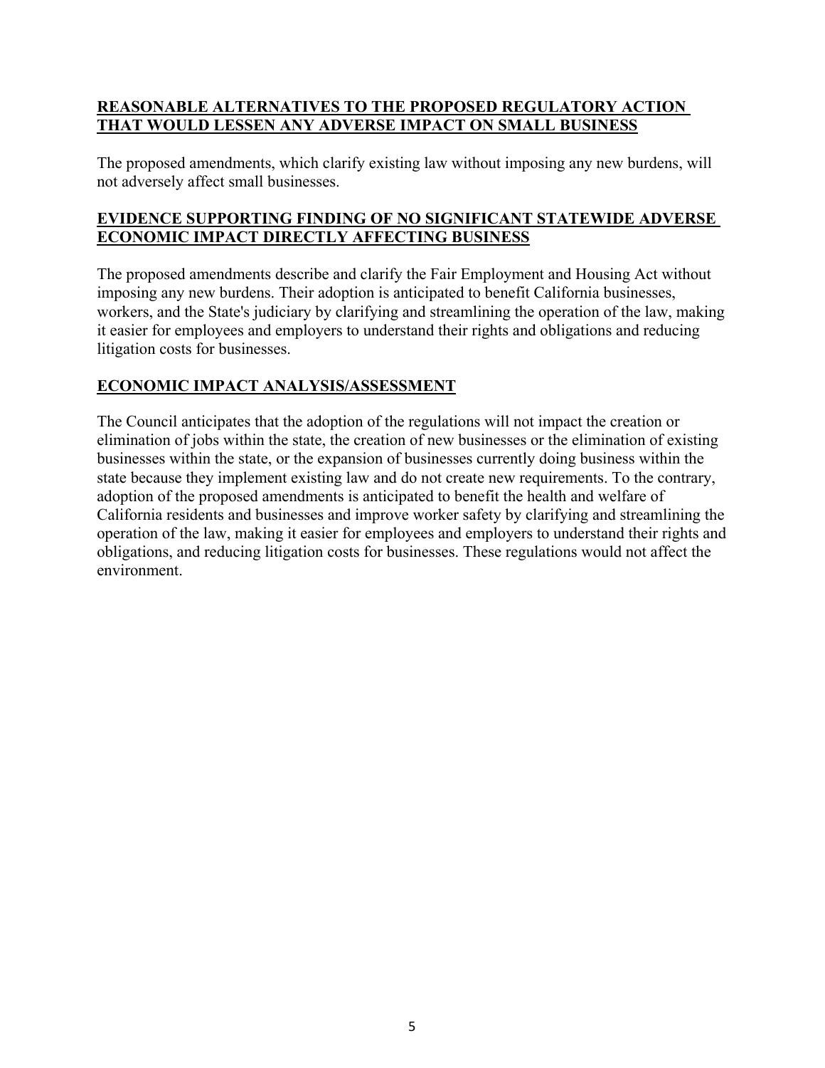## REASONABLE ALTERNATIVES TO THE PROPOSED REGULATORY ACTION THAT WOULD LESSEN ANY ADVERSE IMPACT ON SMALL BUSINESS

The proposed amendments, which clarify existing law without imposing any new burdens, will not adversely affect small businesses.

## EVIDENCE SUPPORTING FINDING OF NO SIGNIFICANT STATEWIDE ADVERSE ECONOMIC IMPACT DIRECTLY AFFECTING BUSINESS

The proposed amendments describe and clarify the Fair Employment and Housing Act without imposing any new burdens. Their adoption is anticipated to benefit California businesses, workers, and the State's judiciary by clarifying and streamlining the operation of the law, making it easier for employees and employers to understand their rights and obligations and reducing litigation costs for businesses.

## ECONOMIC IMPACT ANALYSIS/ASSESSMENT

The Council anticipates that the adoption of the regulations will not impact the creation or elimination of jobs within the state, the creation of new businesses or the elimination of existing businesses within the state, or the expansion of businesses currently doing business within the state because they implement existing law and do not create new requirements. To the contrary, adoption of the proposed amendments is anticipated to benefit the health and welfare of California residents and businesses and improve worker safety by clarifying and streamlining the operation of the law, making it easier for employees and employers to understand their rights and obligations, and reducing litigation costs for businesses. These regulations would not affect the environment.